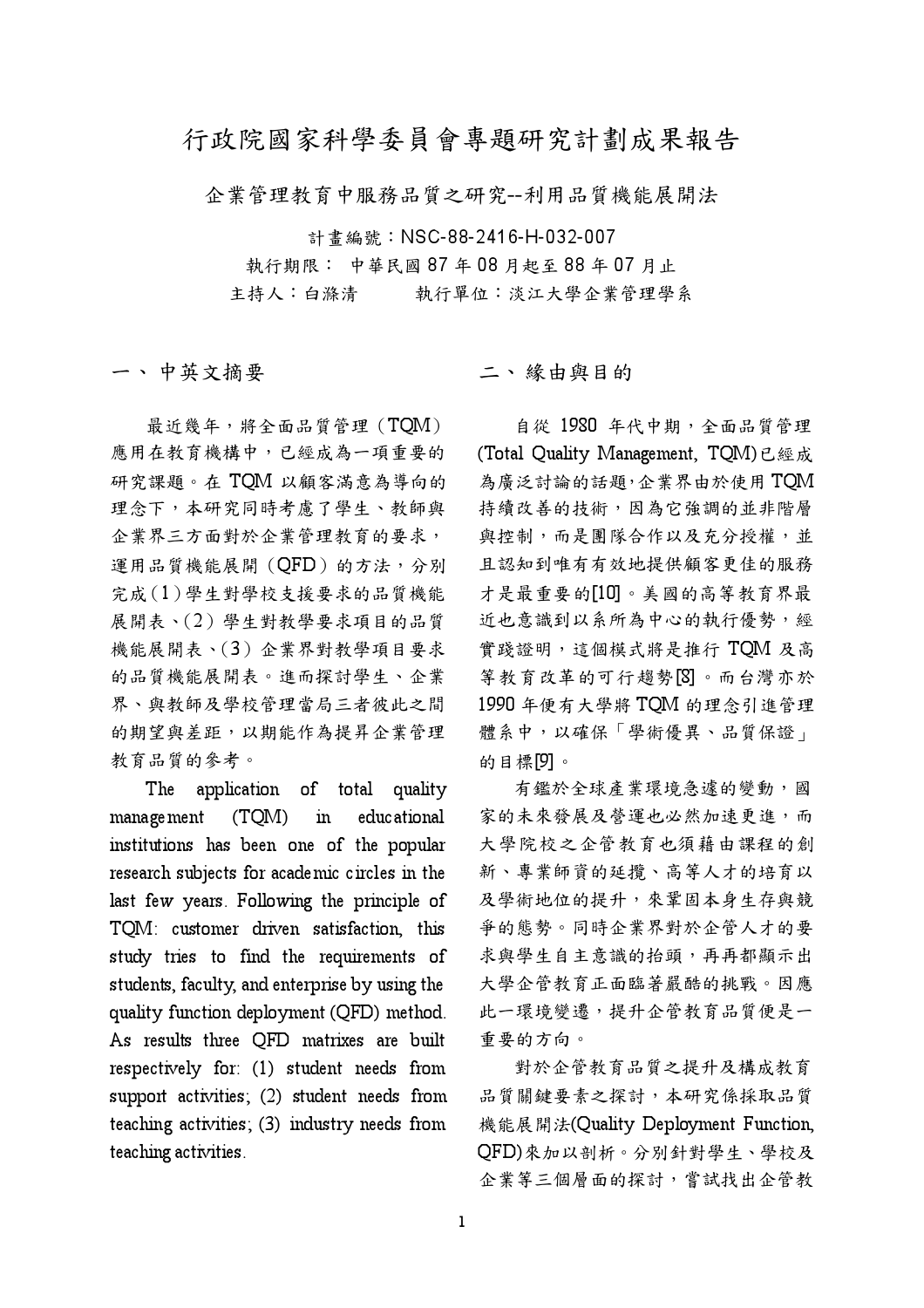# 行政院國家科學委員會專題研究計劃成果報告

企業管理教育中服務品質之研究--利用品質機能展開法

計畫編號：NSC-88-2416-H-032-007

執行期限： 中華民國 87 年 08 月起至 88 年 07 月止

主持人：白滌清　　　執行單位：淡江大學企業管理學系

## 一、中英文摘要

最近幾年，將全面品質管理（TQM）應用在教育機構中，已經成為一項重要的研究課題。在 TQM 以顧客滿意為導向的理念下，本研究同時考慮了學生、教師與企業界三方面對於企業管理教育的要求，運用品質機能展開（QFD）的方法，分別完成（1）學生對學校支援要求的品質機能展開表、（2）學生對教學要求項目的品質機能展開表、（3）企業界對教學項目要求的品質機能展開表。進而探討學生、企業界、與教師及學校管理當局三者彼此之間的期望與差距，以期能作為提昇企業管理教育品質的參考。

The application of total quality management (TQM) in educational institutions has been one of the popular research subjects for academic circles in the last few years. Following the principle of TQM: customer driven satisfaction, this study tries to find the requirements of students, faculty, and enterprise by using the quality function deployment (QFD) method. As results three QFD matrixes are built respectively for: (1) student needs from support activities; (2) student needs from teaching activities; (3) industry needs from teaching activities.

## 二、緣由與目的

自從 1980 年代中期，全面品質管理 (Total Quality Management, TQM)已經成為廣泛討論的話題，企業界由於使用 TQM 持續改善的技術，因為它強調的並非階層與控制，而是團隊合作以及充分授權，並且認知到唯有有效地提供顧客更佳的服務才是最重要的[10]。美國的高等教育界最近也意識到以系所為中心的執行優勢，經實踐證明，這個模式將是推行 TQM 及高等教育改革的可行趨勢[8]。而台灣亦於 1990 年便有大學將 TQM 的理念引進管理體系中，以確保「學術優異、品質保證」的目標[9]。

有鑑於全球產業環境急遽的變動，國家的未來發展及營運也必然加速更進，而大學院校之企管教育也須藉由課程的創新、專業師資的延攬、高等人才的培育以及學術地位的提升，來鞏固本身生存與競爭的態勢。同時企業界對於企管人才的要求與學生自主意識的抬頭，再再都顯示出大學企管教育正面臨著嚴酷的挑戰。因應此一環境變遷，提升企管教育品質便是一重要的方向。

對於企管教育品質之提升及構成教育品質關鍵要素之探討，本研究係採取品質機能展開法(Quality Deployment Function, QFD)來加以剖析。分別針對學生、學校及企業等三個層面的探討，嘗試找出企管教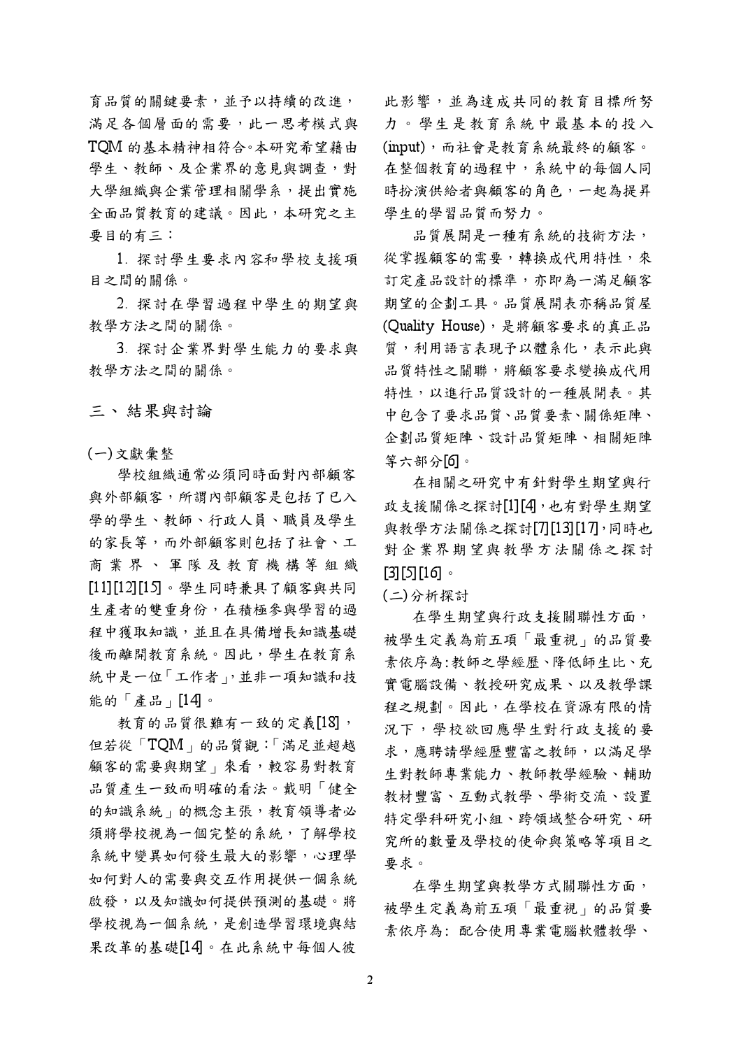育品質的關鍵要素，並予以持續的改進，滿足各個層面的需要，此一思考模式與 TQM 的基本精神相符合。本研究希望藉由學生、教師、及企業界的意見與調查，對大學組織與企業管理相關學系，提出實施全面品質教育的建議。因此，本研究之主要目的有三：

1. 探討學生要求內容和學校支援項目之間的關係。

2. 探討在學習過程中學生的期望與教學方法之間的關係。

3. 探討企業界對學生能力的要求與教學方法之間的關係。

## 三、結果與討論

### (一)文獻彙整

學校組織通常必須同時面對內部顧客與外部顧客，所謂內部顧客是包括了已入學的學生、教師、行政人員、職員及學生的家長等，而外部顧客則包括了社會、工商業界、軍隊及教育機構等組織[11][12][15]。學生同時兼具了顧客與共同生產者的雙重身份，在積極參與學習的過程中獲取知識，並且在具備增長知識基礎後而離開教育系統。因此，學生在教育系統中是一位「工作者」，並非一項知識和技能的「產品」[14]。

教育的品質很難有一致的定義[18]，但若從「TQM」的品質觀：「滿足並超越顧客的需要與期望」來看，較容易對教育品質產生一致而明確的看法。戴明「健全的知識系統」的概念主張，教育領導者必須將學校視為一個完整的系統，了解學校系統中變異如何發生最大的影響，心理學如何對人的需要與交互作用提供一個系統啟發，以及知識如何提供預測的基礎。將學校視為一個系統，是創造學習環境與結果改革的基礎[14]。在此系統中每個人彼此影響，並為達成共同的教育目標所努力。學生是教育系統中最基本的投入(input)，而社會是教育系統最終的顧客。在整個教育的過程中，系統中的每個人同時扮演供給者與顧客的角色，一起為提昇學生的學習品質而努力。

品質展開是一種有系統的技術方法，從掌握顧客的需要，轉換成代用特性，來訂定產品設計的標準，亦即為一滿足顧客期望的企劃工具。品質展開表亦稱品質屋(Quality House)，是將顧客要求的真正品質，利用語言表現予以體系化，表示此與品質特性之關聯，將顧客要求變換成代用特性，以進行品質設計的一種展開表。其中包含了要求品質、品質要素、關係矩陣、企劃品質矩陣、設計品質矩陣、相關矩陣等六部分[6]。

在相關之研究中有針對學生期望與行政支援關係之探討[1][4]，也有對學生期望與教學方法關係之探討[7][13][17]，同時也對企業界期望與教學方法關係之探討[3][5][16]。

### (二)分析探討

在學生期望與行政支援關聯性方面，被學生定義為前五項「最重視」的品質要素依序為：教師之學經歷、降低師生比、充實電腦設備、教授研究成果、以及教學課程之規劃。因此，在學校在資源有限的情況下，學校欲回應學生對行政支援的要求，應聘請學經歷豐富之教師，以滿足學生對教師專業能力、教師教學經驗、輔助教材豐富、互動式教學、學術交流、設置特定學科研究小組、跨領域整合研究、研究所的數量及學校的使命與策略等項目之要求。

在學生期望與教學方式關聯性方面，被學生定義為前五項「最重視」的品質要素依序為：配合使用專業電腦軟體教學、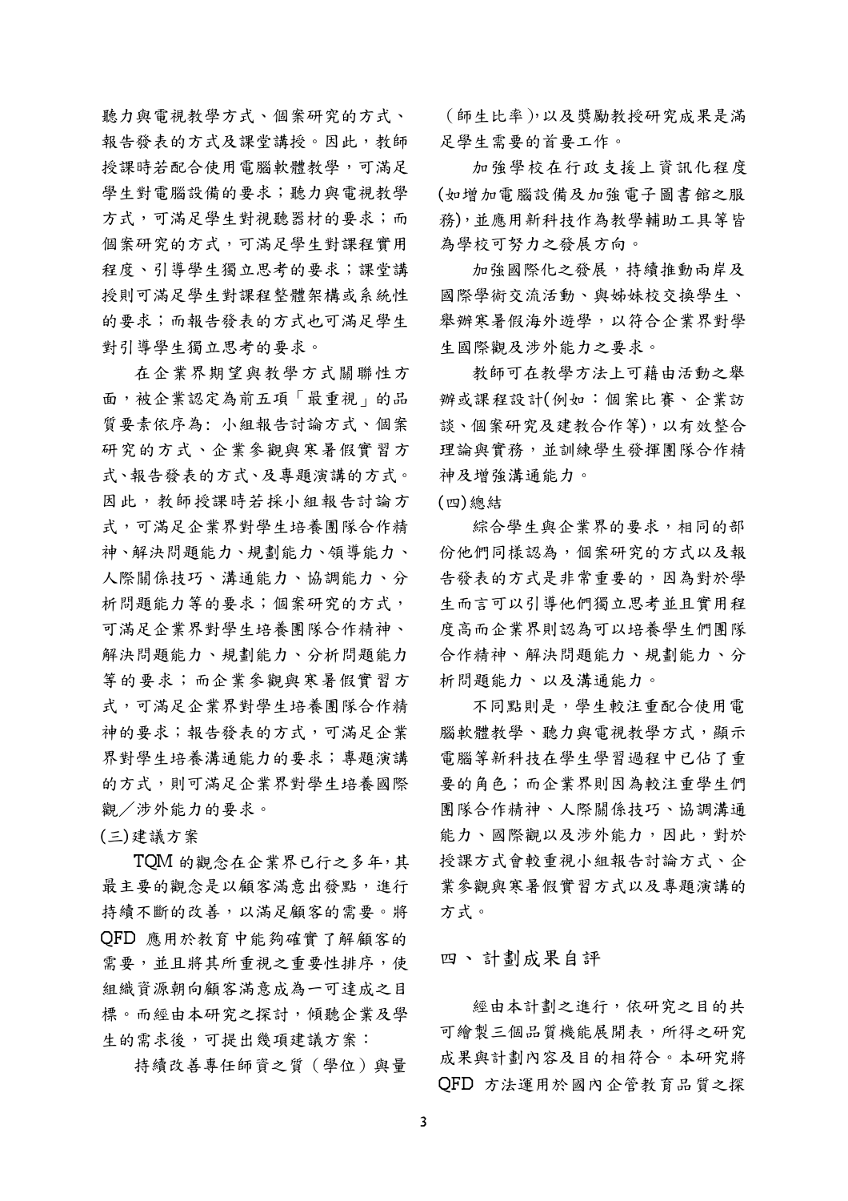聽力與電視教學方式、個案研究的方式、報告發表的方式及課堂講授。因此，教師授課時若配合使用電腦軟體教學，可滿足學生對電腦設備的要求；聽力與電視教學方式，可滿足學生對視聽器材的要求；而個案研究的方式，可滿足學生對課程實用程度、引導學生獨立思考的要求；課堂講授則可滿足學生對課程整體架構或系統性的要求；而報告發表的方式也可滿足學生對引導學生獨立思考的要求。

在企業界期望與教學方式關聯性方面，被企業認定為前五項「最重視」的品質要素依序為: 小組報告討論方式、個案研究的方式、企業參觀與寒暑假實習方式、報告發表的方式、及專題演講的方式。因此，教師授課時若採小組報告討論方式，可滿足企業界對學生培養團隊合作精神、解決問題能力、規劃能力、領導能力、人際關係技巧、溝通能力、協調能力、分析問題能力等的要求；個案研究的方式，可滿足企業界對學生培養團隊合作精神、解決問題能力、規劃能力、分析問題能力等的要求；而企業參觀與寒暑假實習方式，可滿足企業界對學生培養團隊合作精神的要求；報告發表的方式，可滿足企業界對學生培養溝通能力的要求；專題演講的方式，則可滿足企業界對學生培養國際觀／涉外能力的要求。

(三)建議方案

TQM 的觀念在企業界已行之多年，其最主要的觀念是以顧客滿意出發點，進行持續不斷的改善，以滿足顧客的需要。將 QFD 應用於教育中能夠確實了解顧客的需要，並且將其所重視之重要性排序，使組織資源朝向顧客滿意成為一可達成之目標。而經由本研究之探討，傾聽企業及學生的需求後，可提出幾項建議方案：

持續改善專任師資之質（學位）與量（師生比率），以及獎勵教授研究成果是滿足學生需要的首要工作。

加強學校在行政支援上資訊化程度(如增加電腦設備及加強電子圖書館之服務)，並應用新科技作為教學輔助工具等皆為學校可努力之發展方向。

加強國際化之發展，持續推動兩岸及國際學術交流活動、與姊妹校交換學生、舉辦寒暑假海外遊學，以符合企業界對學生國際觀及涉外能力之要求。

教師可在教學方法上可藉由活動之舉辦或課程設計(例如：個案比賽、企業訪談、個案研究及建教合作等)，以有效整合理論與實務，並訓練學生發揮團隊合作精神及增強溝通能力。

(四)總結

綜合學生與企業界的要求，相同的部份他們同樣認為，個案研究的方式以及報告發表的方式是非常重要的，因為對於學生而言可以引導他們獨立思考並且實用程度高而企業界則認為可以培養學生們團隊合作精神、解決問題能力、規劃能力、分析問題能力、以及溝通能力。

不同點則是，學生較注重配合使用電腦軟體教學、聽力與電視教學方式，顯示電腦等新科技在學生學習過程中已佔了重要的角色；而企業界則因為較注重學生們團隊合作精神、人際關係技巧、協調溝通能力、國際觀以及涉外能力，因此，對於授課方式會較重視小組報告討論方式、企業參觀與寒暑假實習方式以及專題演講的方式。

## 四、計劃成果自評

經由本計劃之進行，依研究之目的共可繪製三個品質機能展開表，所得之研究成果與計劃內容及目的相符合。本研究將 QFD 方法運用於國內企管教育品質之探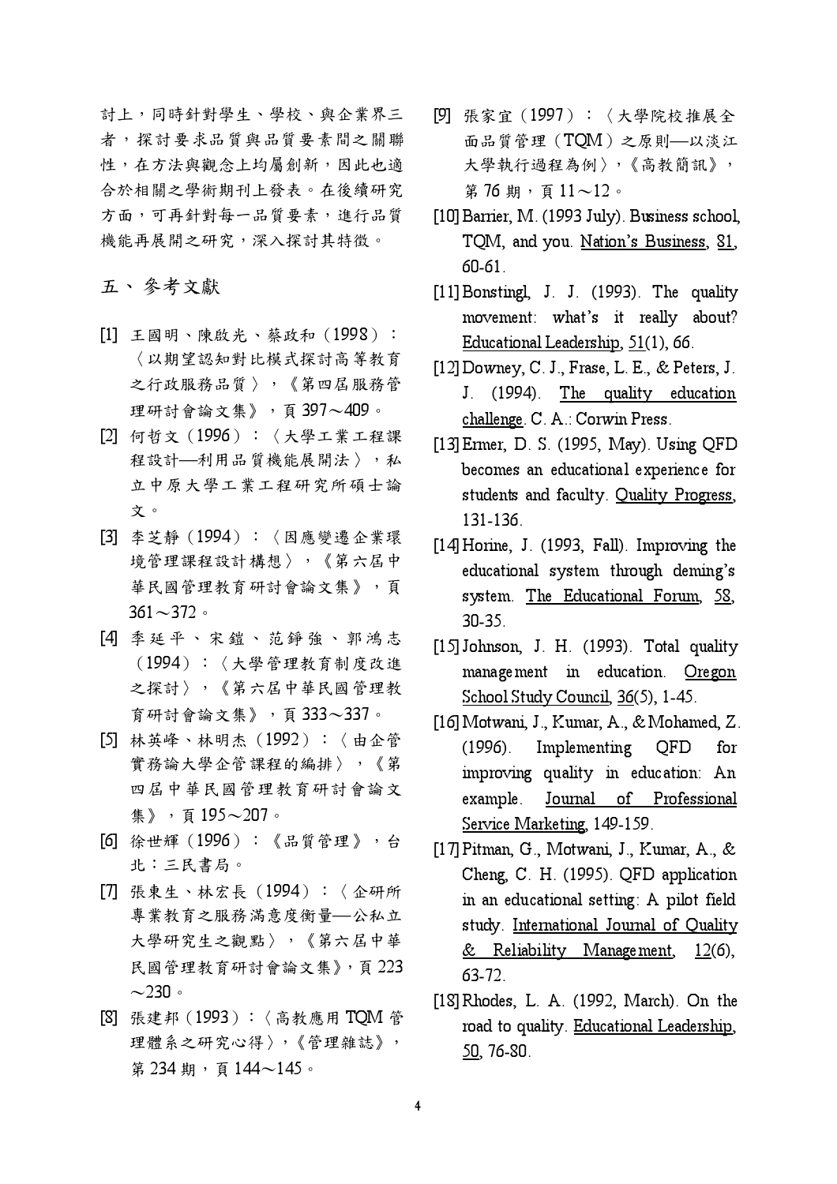討上，同時針對學生、學校、與企業界三者，探討要求品質與品質要素間之關聯性，在方法與觀念上均屬創新，因此也適合於相關之學術期刊上發表。在後續研究方面，可再針對每一品質要素，進行品質機能再展開之研究，深入探討其特徵。

## 五、參考文獻

[1] 王國明、陳啟光、蔡政和（1998）：〈以期望認知對比模式探討高等教育之行政服務品質〉，《第四屆服務管理研討會論文集》，頁 397～409。

[2] 何哲文（1996）：〈大學工業工程課程設計—利用品質機能展開法〉，私立中原大學工業工程研究所碩士論文。

[3] 李芝靜（1994）：〈因應變遷企業環境管理課程設計構想〉，《第六屆中華民國管理教育研討會論文集》，頁 361～372。

[4] 李延平、宋鎧、范錚強、郭鴻志（1994）：〈大學管理教育制度改進之探討〉，《第六屆中華民國管理教育研討會論文集》，頁 333～337。

[5] 林英峰、林明杰（1992）：〈由企管實務論大學企管課程的編排〉，《第四屆中華民國管理教育研討會論文集》，頁 195～207。

[6] 徐世輝（1996）：《品質管理》，台北：三民書局。

[7] 張東生、林宏長（1994）：〈企研所專業教育之服務滿意度衡量—公私立大學研究生之觀點〉，《第六屆中華民國管理教育研討會論文集》，頁 223～230。

[8] 張建邦（1993）：〈高教應用 TQM 管理體系之研究心得〉，《管理雜誌》，第 234 期，頁 144～145。

[9] 張家宜（1997）：〈大學院校推展全面品質管理（TQM）之原則—以淡江大學執行過程為例〉，《高教簡訊》，第 76 期，頁 11～12。

[10] Barrier, M. (1993 July). Business school, TQM, and you. Nation's Business, 81, 60-61.

[11] Bonstingl, J. J. (1993). The quality movement: what's it really about? Educational Leadership, 51(1), 66.

[12] Downey, C. J., Frase, L. E., & Peters, J. J. (1994). The quality education challenge. C. A.: Corwin Press.

[13] Ermer, D. S. (1995, May). Using QFD becomes an educational experience for students and faculty. Quality Progress, 131-136.

[14] Horine, J. (1993, Fall). Improving the educational system through deming's system. The Educational Forum, 58, 30-35.

[15] Johnson, J. H. (1993). Total quality management in education. Oregon School Study Council, 36(5), 1-45.

[16] Motwani, J., Kumar, A., & Mohamed, Z. (1996). Implementing QFD for improving quality in education: An example. Journal of Professional Service Marketing, 149-159.

[17] Pitman, G., Motwani, J., Kumar, A., & Cheng, C. H. (1995). QFD application in an educational setting: A pilot field study. International Journal of Quality & Reliability Management, 12(6), 63-72.

[18] Rhodes, L. A. (1992, March). On the road to quality. Educational Leadership, 50, 76-80.